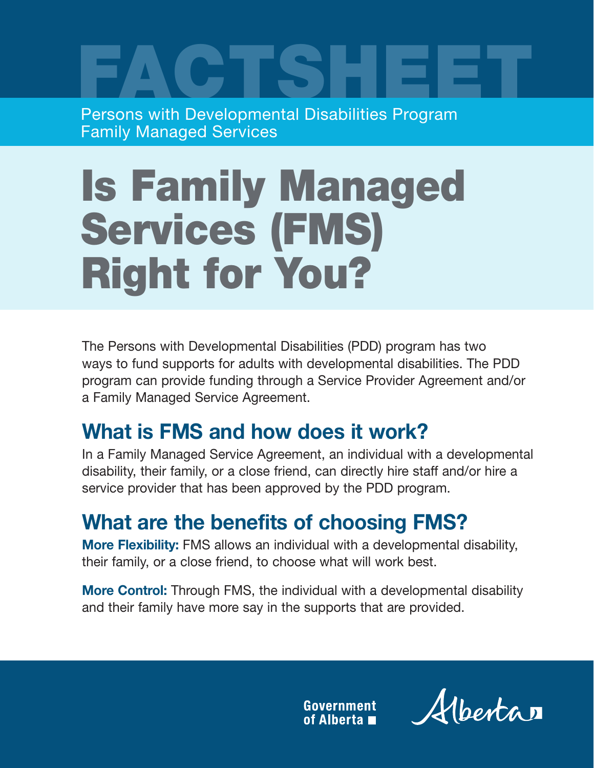FACTSHEET

Persons with Developmental Disabilities Program
Family Managed Services

# Is Family Managed Services (FMS) Right for You?

The Persons with Developmental Disabilities (PDD) program has two ways to fund supports for adults with developmental disabilities. The PDD program can provide funding through a Service Provider Agreement and/or a Family Managed Service Agreement.

## What is FMS and how does it work?

In a Family Managed Service Agreement, an individual with a developmental disability, their family, or a close friend, can directly hire staff and/or hire a service provider that has been approved by the PDD program.

## What are the benefits of choosing FMS?

**More Flexibility:** FMS allows an individual with a developmental disability, their family, or a close friend, to choose what will work best.

**More Control:** Through FMS, the individual with a developmental disability and their family have more say in the supports that are provided.

Government of Alberta

Alberta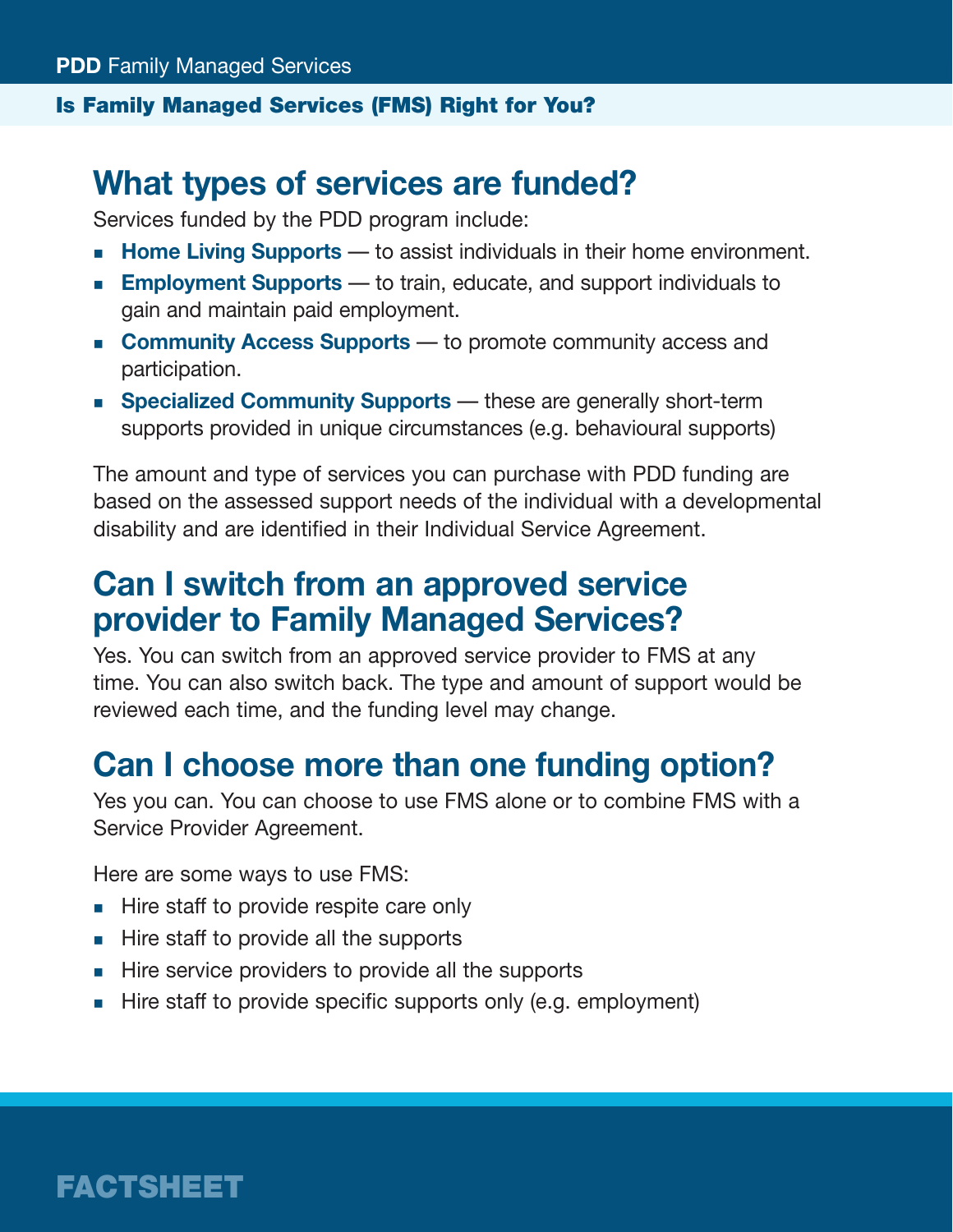## What types of services are funded?

Services funded by the PDD program include:

- **Home Living Supports** — to assist individuals in their home environment.
- **Employment Supports** — to train, educate, and support individuals to gain and maintain paid employment.
- **Community Access Supports** — to promote community access and participation.
- **Specialized Community Supports** — these are generally short-term supports provided in unique circumstances (e.g. behavioural supports)

The amount and type of services you can purchase with PDD funding are based on the assessed support needs of the individual with a developmental disability and are identified in their Individual Service Agreement.

## Can I switch from an approved service provider to Family Managed Services?

Yes. You can switch from an approved service provider to FMS at any time. You can also switch back. The type and amount of support would be reviewed each time, and the funding level may change.

## Can I choose more than one funding option?

Yes you can. You can choose to use FMS alone or to combine FMS with a Service Provider Agreement.

Here are some ways to use FMS:

- Hire staff to provide respite care only
- Hire staff to provide all the supports
- Hire service providers to provide all the supports
- Hire staff to provide specific supports only (e.g. employment)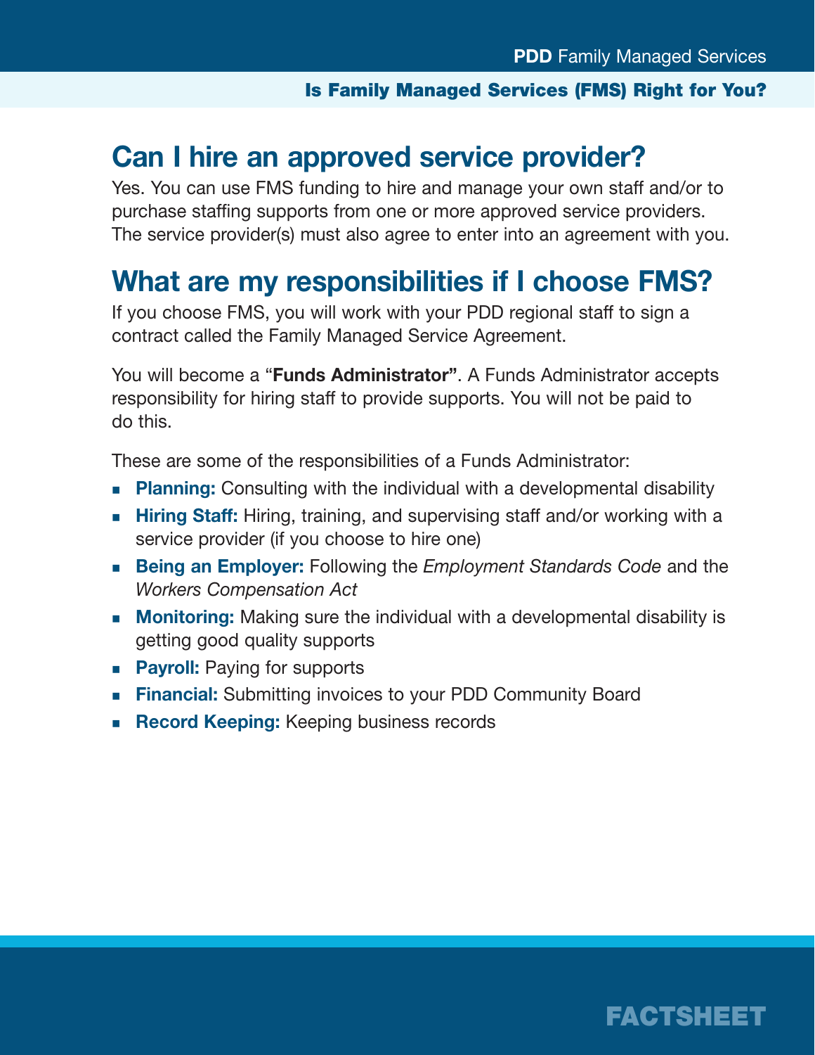## Can I hire an approved service provider?

Yes. You can use FMS funding to hire and manage your own staff and/or to purchase staffing supports from one or more approved service providers. The service provider(s) must also agree to enter into an agreement with you.

## What are my responsibilities if I choose FMS?

If you choose FMS, you will work with your PDD regional staff to sign a contract called the Family Managed Service Agreement.

You will become a "**Funds Administrator**". A Funds Administrator accepts responsibility for hiring staff to provide supports. You will not be paid to do this.

These are some of the responsibilities of a Funds Administrator:

- **Planning:** Consulting with the individual with a developmental disability
- **Hiring Staff:** Hiring, training, and supervising staff and/or working with a service provider (if you choose to hire one)
- **Being an Employer:** Following the *Employment Standards Code* and the *Workers Compensation Act*
- **Monitoring:** Making sure the individual with a developmental disability is getting good quality supports
- **Payroll:** Paying for supports
- **Financial:** Submitting invoices to your PDD Community Board
- **Record Keeping:** Keeping business records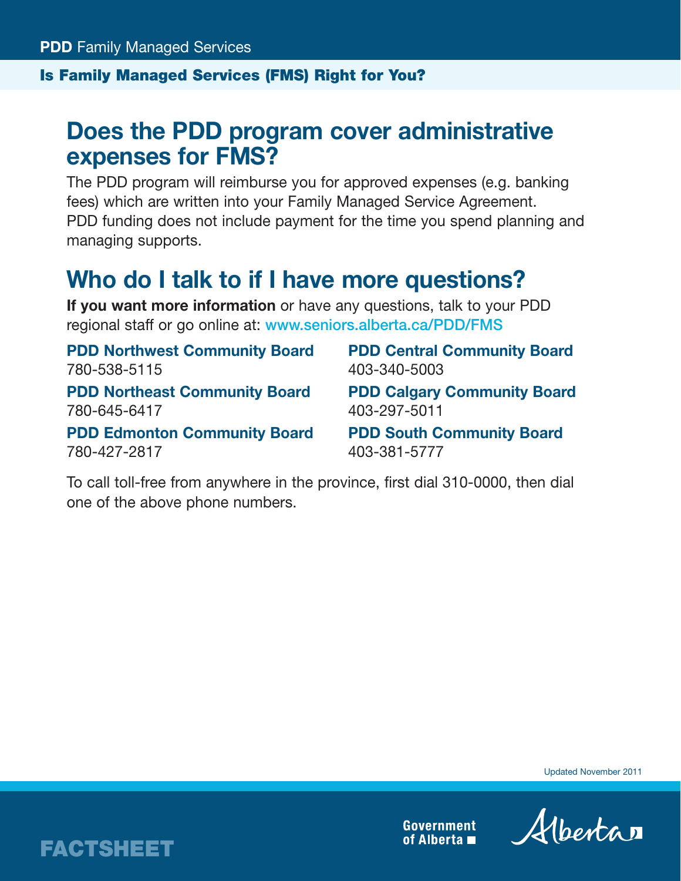## Does the PDD program cover administrative expenses for FMS?

The PDD program will reimburse you for approved expenses (e.g. banking fees) which are written into your Family Managed Service Agreement. PDD funding does not include payment for the time you spend planning and managing supports.

## Who do I talk to if I have more questions?

**If you want more information** or have any questions, talk to your PDD regional staff or go online at: www.seniors.alberta.ca/PDD/FMS

**PDD Northwest Community Board**
780-538-5115

**PDD Northeast Community Board**
780-645-6417

**PDD Edmonton Community Board**
780-427-2817

**PDD Central Community Board**
403-340-5003

**PDD Calgary Community Board**
403-297-5011

**PDD South Community Board**
403-381-5777

To call toll-free from anywhere in the province, first dial 310-0000, then dial one of the above phone numbers.

Updated November 2011